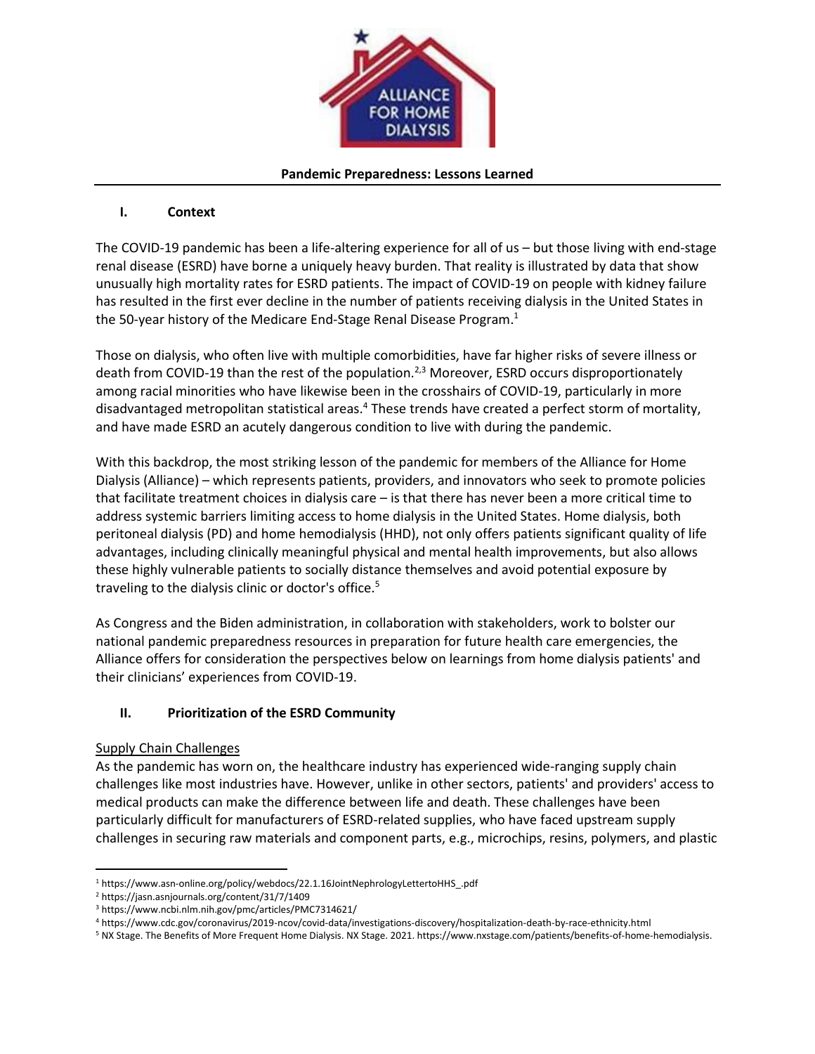**Pandemic Preparedness: Lessons Learned**

## I. Context

The COVID-19 pandemic has been a life-altering experience for all of us – but those living with end-stage renal disease (ESRD) have borne a uniquely heavy burden. That reality is illustrated by data that show unusually high mortality rates for ESRD patients. The impact of COVID-19 on people with kidney failure has resulted in the first ever decline in the number of patients receiving dialysis in the United States in the 50-year history of the Medicare End-Stage Renal Disease Program.[1]

Those on dialysis, who often live with multiple comorbidities, have far higher risks of severe illness or death from COVID-19 than the rest of the population.[2,3] Moreover, ESRD occurs disproportionately among racial minorities who have likewise been in the crosshairs of COVID-19, particularly in more disadvantaged metropolitan statistical areas.[4] These trends have created a perfect storm of mortality, and have made ESRD an acutely dangerous condition to live with during the pandemic.

With this backdrop, the most striking lesson of the pandemic for members of the Alliance for Home Dialysis (Alliance) – which represents patients, providers, and innovators who seek to promote policies that facilitate treatment choices in dialysis care – is that there has never been a more critical time to address systemic barriers limiting access to home dialysis in the United States. Home dialysis, both peritoneal dialysis (PD) and home hemodialysis (HHD), not only offers patients significant quality of life advantages, including clinically meaningful physical and mental health improvements, but also allows these highly vulnerable patients to socially distance themselves and avoid potential exposure by traveling to the dialysis clinic or doctor's office.[5]

As Congress and the Biden administration, in collaboration with stakeholders, work to bolster our national pandemic preparedness resources in preparation for future health care emergencies, the Alliance offers for consideration the perspectives below on learnings from home dialysis patients' and their clinicians' experiences from COVID-19.

## II. Prioritization of the ESRD Community

Supply Chain Challenges

As the pandemic has worn on, the healthcare industry has experienced wide-ranging supply chain challenges like most industries have. However, unlike in other sectors, patients' and providers' access to medical products can make the difference between life and death. These challenges have been particularly difficult for manufacturers of ESRD-related supplies, who have faced upstream supply challenges in securing raw materials and component parts, e.g., microchips, resins, polymers, and plastic

---

[1] https://www.asn-online.org/policy/webdocs/22.1.16JointNephrologyLettertoHHS_.pdf

[2] https://jasn.asnjournals.org/content/31/7/1409

[3] https://www.ncbi.nlm.nih.gov/pmc/articles/PMC7314621/

[4] https://www.cdc.gov/coronavirus/2019-ncov/covid-data/investigations-discovery/hospitalization-death-by-race-ethnicity.html

[5] NX Stage. The Benefits of More Frequent Home Dialysis. NX Stage. 2021. https://www.nxstage.com/patients/benefits-of-home-hemodialysis.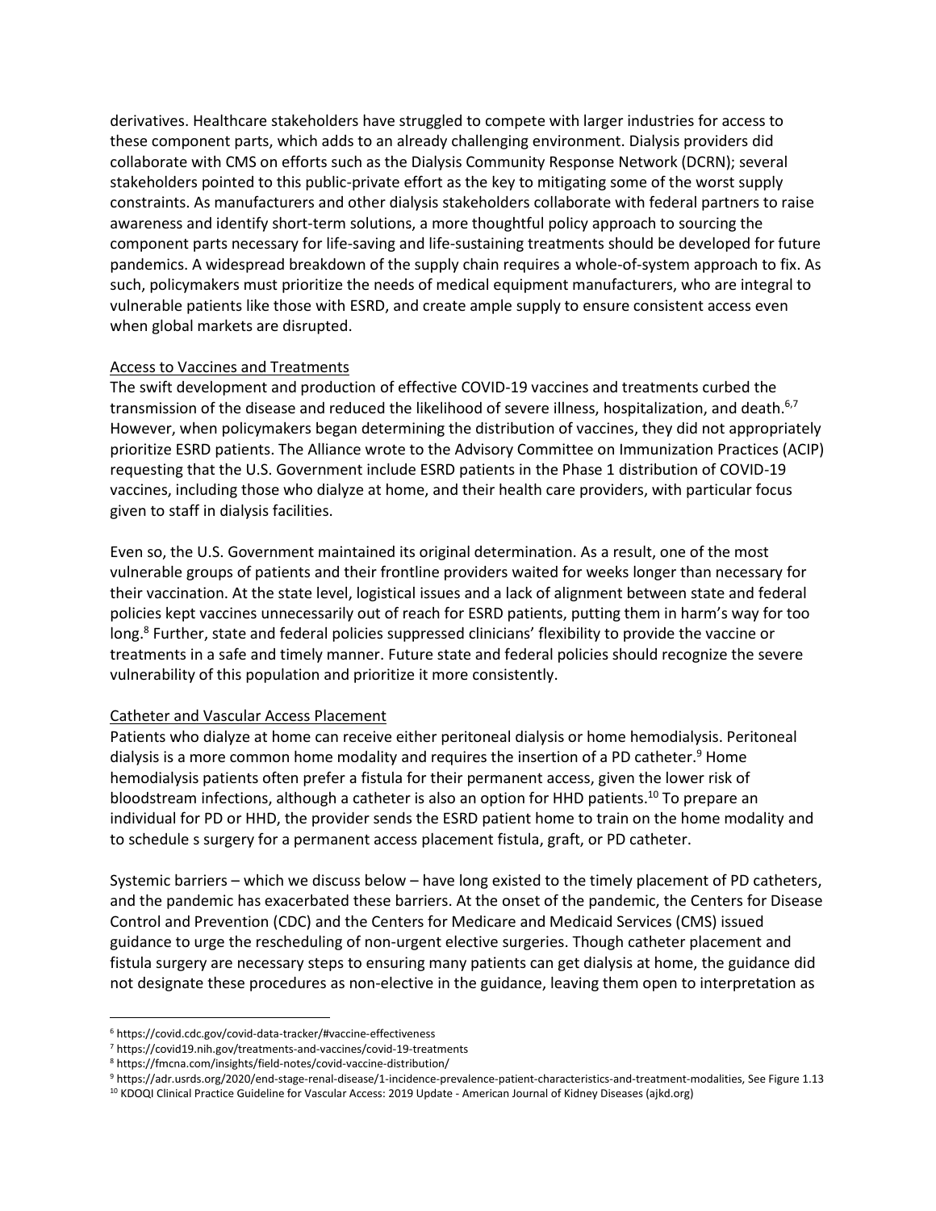derivatives. Healthcare stakeholders have struggled to compete with larger industries for access to these component parts, which adds to an already challenging environment. Dialysis providers did collaborate with CMS on efforts such as the Dialysis Community Response Network (DCRN); several stakeholders pointed to this public-private effort as the key to mitigating some of the worst supply constraints. As manufacturers and other dialysis stakeholders collaborate with federal partners to raise awareness and identify short-term solutions, a more thoughtful policy approach to sourcing the component parts necessary for life-saving and life-sustaining treatments should be developed for future pandemics. A widespread breakdown of the supply chain requires a whole-of-system approach to fix. As such, policymakers must prioritize the needs of medical equipment manufacturers, who are integral to vulnerable patients like those with ESRD, and create ample supply to ensure consistent access even when global markets are disrupted.

Access to Vaccines and Treatments

The swift development and production of effective COVID-19 vaccines and treatments curbed the transmission of the disease and reduced the likelihood of severe illness, hospitalization, and death.[6,7] However, when policymakers began determining the distribution of vaccines, they did not appropriately prioritize ESRD patients. The Alliance wrote to the Advisory Committee on Immunization Practices (ACIP) requesting that the U.S. Government include ESRD patients in the Phase 1 distribution of COVID-19 vaccines, including those who dialyze at home, and their health care providers, with particular focus given to staff in dialysis facilities.

Even so, the U.S. Government maintained its original determination. As a result, one of the most vulnerable groups of patients and their frontline providers waited for weeks longer than necessary for their vaccination. At the state level, logistical issues and a lack of alignment between state and federal policies kept vaccines unnecessarily out of reach for ESRD patients, putting them in harm's way for too long.[8] Further, state and federal policies suppressed clinicians' flexibility to provide the vaccine or treatments in a safe and timely manner. Future state and federal policies should recognize the severe vulnerability of this population and prioritize it more consistently.

Catheter and Vascular Access Placement

Patients who dialyze at home can receive either peritoneal dialysis or home hemodialysis. Peritoneal dialysis is a more common home modality and requires the insertion of a PD catheter.[9] Home hemodialysis patients often prefer a fistula for their permanent access, given the lower risk of bloodstream infections, although a catheter is also an option for HHD patients.[10] To prepare an individual for PD or HHD, the provider sends the ESRD patient home to train on the home modality and to schedule s surgery for a permanent access placement fistula, graft, or PD catheter.

Systemic barriers – which we discuss below – have long existed to the timely placement of PD catheters, and the pandemic has exacerbated these barriers. At the onset of the pandemic, the Centers for Disease Control and Prevention (CDC) and the Centers for Medicare and Medicaid Services (CMS) issued guidance to urge the rescheduling of non-urgent elective surgeries. Though catheter placement and fistula surgery are necessary steps to ensuring many patients can get dialysis at home, the guidance did not designate these procedures as non-elective in the guidance, leaving them open to interpretation as

---

[6] https://covid.cdc.gov/covid-data-tracker/#vaccine-effectiveness

[7] https://covid19.nih.gov/treatments-and-vaccines/covid-19-treatments

[8] https://fmcna.com/insights/field-notes/covid-vaccine-distribution/

[9] https://adr.usrds.org/2020/end-stage-renal-disease/1-incidence-prevalence-patient-characteristics-and-treatment-modalities, See Figure 1.13

[10] KDOQI Clinical Practice Guideline for Vascular Access: 2019 Update - American Journal of Kidney Diseases (ajkd.org)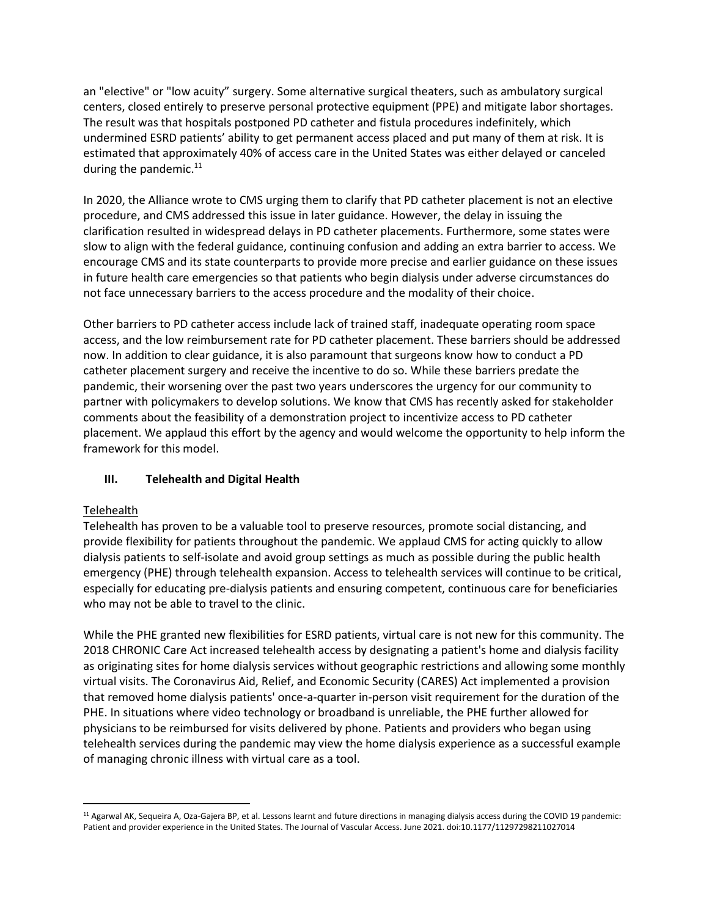an "elective" or "low acuity" surgery. Some alternative surgical theaters, such as ambulatory surgical centers, closed entirely to preserve personal protective equipment (PPE) and mitigate labor shortages. The result was that hospitals postponed PD catheter and fistula procedures indefinitely, which undermined ESRD patients' ability to get permanent access placed and put many of them at risk. It is estimated that approximately 40% of access care in the United States was either delayed or canceled during the pandemic.[11]

In 2020, the Alliance wrote to CMS urging them to clarify that PD catheter placement is not an elective procedure, and CMS addressed this issue in later guidance. However, the delay in issuing the clarification resulted in widespread delays in PD catheter placements. Furthermore, some states were slow to align with the federal guidance, continuing confusion and adding an extra barrier to access. We encourage CMS and its state counterparts to provide more precise and earlier guidance on these issues in future health care emergencies so that patients who begin dialysis under adverse circumstances do not face unnecessary barriers to the access procedure and the modality of their choice.

Other barriers to PD catheter access include lack of trained staff, inadequate operating room space access, and the low reimbursement rate for PD catheter placement. These barriers should be addressed now. In addition to clear guidance, it is also paramount that surgeons know how to conduct a PD catheter placement surgery and receive the incentive to do so. While these barriers predate the pandemic, their worsening over the past two years underscores the urgency for our community to partner with policymakers to develop solutions. We know that CMS has recently asked for stakeholder comments about the feasibility of a demonstration project to incentivize access to PD catheter placement. We applaud this effort by the agency and would welcome the opportunity to help inform the framework for this model.

## III. Telehealth and Digital Health

Telehealth

Telehealth has proven to be a valuable tool to preserve resources, promote social distancing, and provide flexibility for patients throughout the pandemic. We applaud CMS for acting quickly to allow dialysis patients to self-isolate and avoid group settings as much as possible during the public health emergency (PHE) through telehealth expansion. Access to telehealth services will continue to be critical, especially for educating pre-dialysis patients and ensuring competent, continuous care for beneficiaries who may not be able to travel to the clinic.

While the PHE granted new flexibilities for ESRD patients, virtual care is not new for this community. The 2018 CHRONIC Care Act increased telehealth access by designating a patient's home and dialysis facility as originating sites for home dialysis services without geographic restrictions and allowing some monthly virtual visits. The Coronavirus Aid, Relief, and Economic Security (CARES) Act implemented a provision that removed home dialysis patients' once-a-quarter in-person visit requirement for the duration of the PHE. In situations where video technology or broadband is unreliable, the PHE further allowed for physicians to be reimbursed for visits delivered by phone. Patients and providers who began using telehealth services during the pandemic may view the home dialysis experience as a successful example of managing chronic illness with virtual care as a tool.

[11] Agarwal AK, Sequeira A, Oza-Gajera BP, et al. Lessons learnt and future directions in managing dialysis access during the COVID 19 pandemic: Patient and provider experience in the United States. The Journal of Vascular Access. June 2021. doi:10.1177/11297298211027014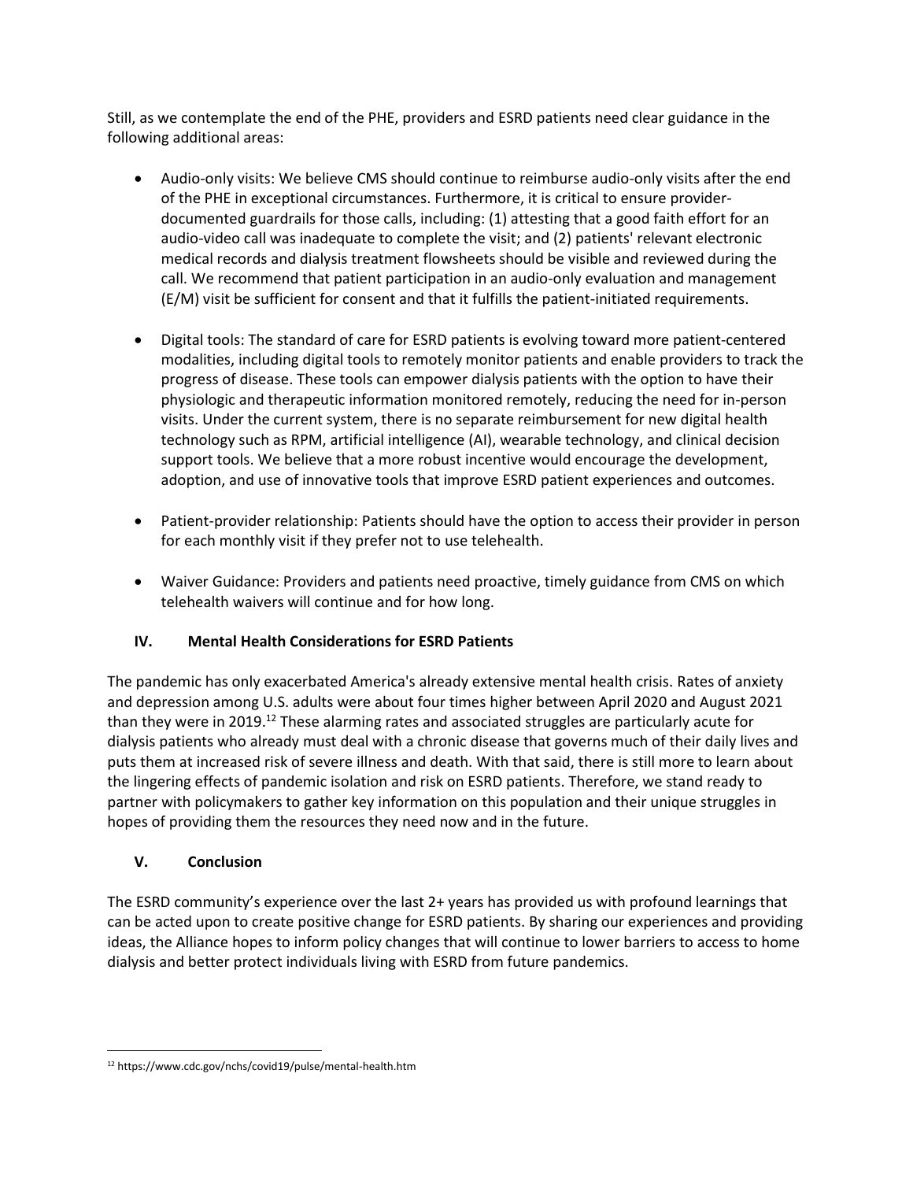Still, as we contemplate the end of the PHE, providers and ESRD patients need clear guidance in the following additional areas:

- Audio-only visits: We believe CMS should continue to reimburse audio-only visits after the end of the PHE in exceptional circumstances. Furthermore, it is critical to ensure provider-documented guardrails for those calls, including: (1) attesting that a good faith effort for an audio-video call was inadequate to complete the visit; and (2) patients' relevant electronic medical records and dialysis treatment flowsheets should be visible and reviewed during the call. We recommend that patient participation in an audio-only evaluation and management (E/M) visit be sufficient for consent and that it fulfills the patient-initiated requirements.

- Digital tools: The standard of care for ESRD patients is evolving toward more patient-centered modalities, including digital tools to remotely monitor patients and enable providers to track the progress of disease. These tools can empower dialysis patients with the option to have their physiologic and therapeutic information monitored remotely, reducing the need for in-person visits. Under the current system, there is no separate reimbursement for new digital health technology such as RPM, artificial intelligence (AI), wearable technology, and clinical decision support tools. We believe that a more robust incentive would encourage the development, adoption, and use of innovative tools that improve ESRD patient experiences and outcomes.

- Patient-provider relationship: Patients should have the option to access their provider in person for each monthly visit if they prefer not to use telehealth.

- Waiver Guidance: Providers and patients need proactive, timely guidance from CMS on which telehealth waivers will continue and for how long.

## IV. Mental Health Considerations for ESRD Patients

The pandemic has only exacerbated America's already extensive mental health crisis. Rates of anxiety and depression among U.S. adults were about four times higher between April 2020 and August 2021 than they were in 2019.[12] These alarming rates and associated struggles are particularly acute for dialysis patients who already must deal with a chronic disease that governs much of their daily lives and puts them at increased risk of severe illness and death. With that said, there is still more to learn about the lingering effects of pandemic isolation and risk on ESRD patients. Therefore, we stand ready to partner with policymakers to gather key information on this population and their unique struggles in hopes of providing them the resources they need now and in the future.

## V. Conclusion

The ESRD community's experience over the last 2+ years has provided us with profound learnings that can be acted upon to create positive change for ESRD patients. By sharing our experiences and providing ideas, the Alliance hopes to inform policy changes that will continue to lower barriers to access to home dialysis and better protect individuals living with ESRD from future pandemics.

---

[12] https://www.cdc.gov/nchs/covid19/pulse/mental-health.htm